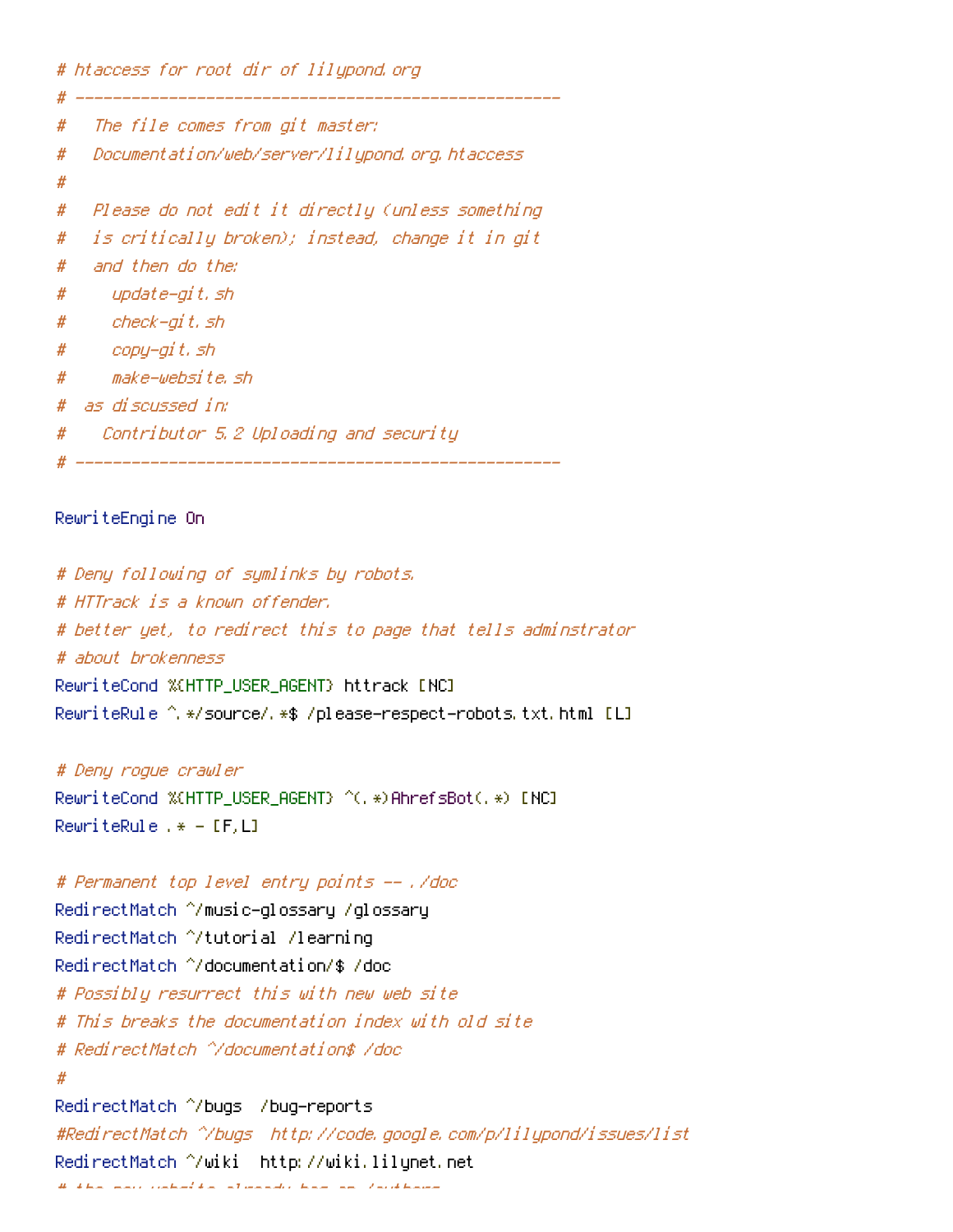```
# htaccess for root dir of lilypond.org
# ----------------------------------------------------
#   The file comes from git master:
#   Documentation/web/server/lilypond.org.htaccess
#
#   Please do not edit it directly (unless something
#   is critically broken); instead, change it in git
#   and then do the:
#     update-git.sh
#     check-git.sh
#     copy-git.sh
#     make-website.sh
#  as discussed in:
#    Contributor 5.2 Uploading and security
# ----------------------------------------------------

RewriteEngine On

# Deny following of symlinks by robots.
# HTTrack is a known offender.
# better yet, to redirect this to page that tells adminstrator
# about brokenness
RewriteCond %{HTTP_USER_AGENT} httrack [NC]
RewriteRule ^.*/source/.*$ /please-respect-robots.txt.html [L]

# Deny rogue crawler
RewriteCond %{HTTP_USER_AGENT} ^(.*)AhrefsBot(.*) [NC]
RewriteRule .* - [F,L]

# Permanent top level entry points -- ./doc
RedirectMatch ^/music-glossary /glossary
RedirectMatch ^/tutorial /learning
RedirectMatch ^/documentation/$ /doc
# Possibly resurrect this with new web site
# This breaks the documentation index with old site
# RedirectMatch ^/documentation$ /doc
#
RedirectMatch ^/bugs  /bug-reports
#RedirectMatch ^/bugs  http://code.google.com/p/lilypond/issues/list
RedirectMatch ^/wiki  http://wiki.lilynet.net
```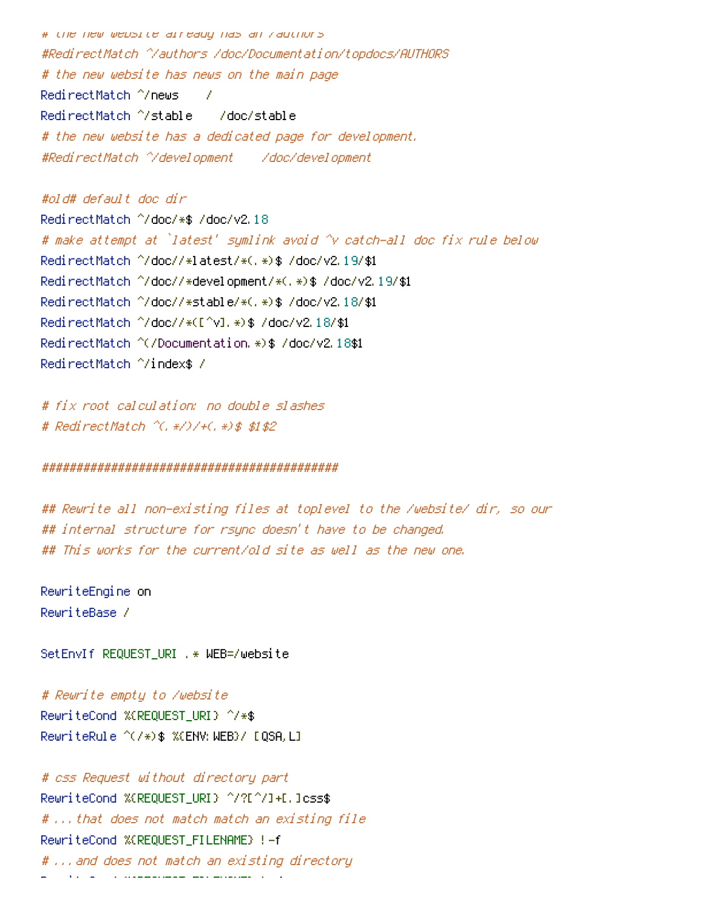```
# the new website already has an /authors
#RedirectMatch ^/authors /doc/Documentation/topdocs/AUTHORS
# the new website has news on the main page
RedirectMatch ^/news    /
RedirectMatch ^/stable    /doc/stable
# the new website has a dedicated page for development.
#RedirectMatch ^/development    /doc/development

#old# default doc dir
RedirectMatch ^/doc/*$ /doc/v2.18
# make attempt at `latest' symlink avoid ^v catch-all doc fix rule below
RedirectMatch ^/doc//*latest/*(.*)$ /doc/v2.19/$1
RedirectMatch ^/doc//*development/*(.*)$ /doc/v2.19/$1
RedirectMatch ^/doc//*stable/*(.*)$ /doc/v2.18/$1
RedirectMatch ^/doc//*([^v].*)$ /doc/v2.18/$1
RedirectMatch ^(/Documentation.*)$ /doc/v2.18$1
RedirectMatch ^/index$ /

# fix root calculation: no double slashes
# RedirectMatch ^(.*/)/+(.*)$ $1$2

##############################################

## Rewrite all non-existing files at toplevel to the /website/ dir, so our
## internal structure for rsync doesn't have to be changed.
## This works for the current/old site as well as the new one.

RewriteEngine on
RewriteBase /

SetEnvIf REQUEST_URI .* WEB=/website

# Rewrite empty to /website
RewriteCond %{REQUEST_URI} ^/*$
RewriteRule ^(/*)$ %{ENV:WEB}/ [QSA,L]

# css Request without directory part
RewriteCond %{REQUEST_URI} ^/?[^/]+[.]css$
# ...that does not match match an existing file
RewriteCond %{REQUEST_FILENAME} !-f
# ...and does not match an existing directory
```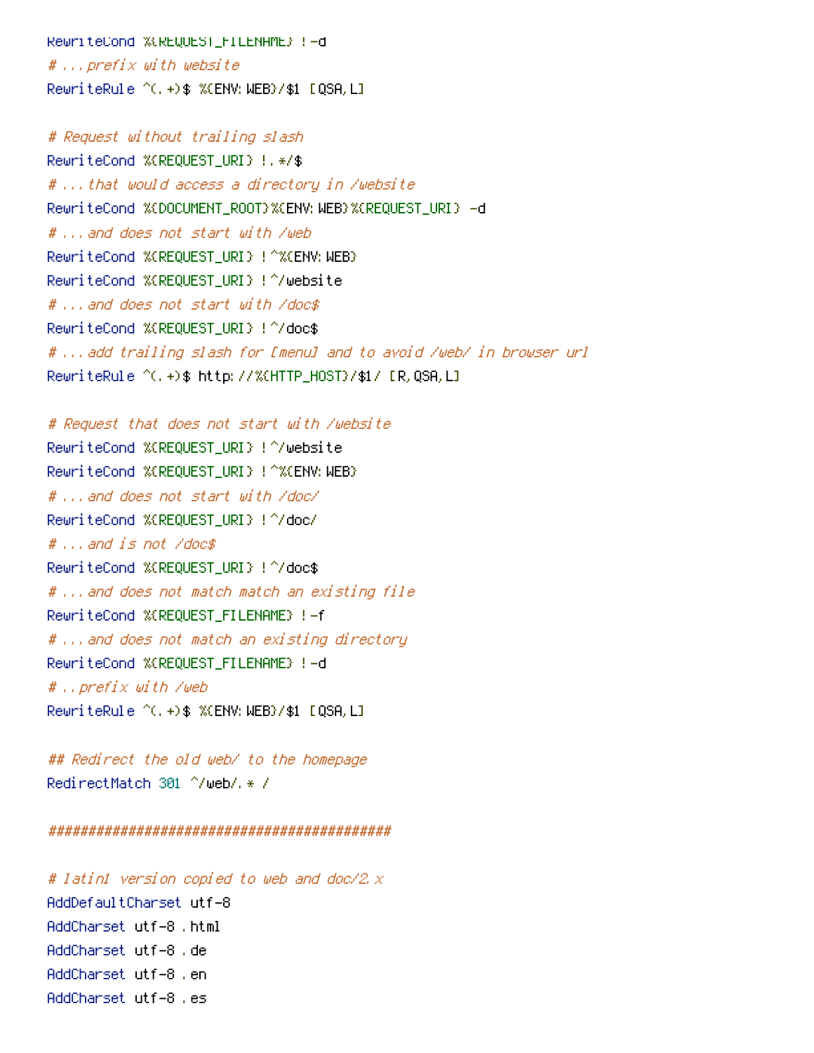```
RewriteCond %{REQUEST_FILENAME} !-d
# ...prefix with website
RewriteRule ^(.+)$ %{ENV:WEB}/$1 [QSA,L]

# Request without trailing slash
RewriteCond %{REQUEST_URI} !.*/$
# ...that would access a directory in /website
RewriteCond %{DOCUMENT_ROOT}%{ENV:WEB}%{REQUEST_URI} -d
# ...and does not start with /web
RewriteCond %{REQUEST_URI} !^%{ENV:WEB}
RewriteCond %{REQUEST_URI} !^/website
# ...and does not start with /doc$
RewriteCond %{REQUEST_URI} !^/doc$
# ...add trailing slash for [menu] and to avoid /web/ in browser url
RewriteRule ^(.+)$ http://%{HTTP_HOST}/$1/ [R,QSA,L]

# Request that does not start with /website
RewriteCond %{REQUEST_URI} !^/website
RewriteCond %{REQUEST_URI} !^%{ENV:WEB}
# ...and does not start with /doc/
RewriteCond %{REQUEST_URI} !^/doc/
# ...and is not /doc$
RewriteCond %{REQUEST_URI} !^/doc$
# ...and does not match match an existing file
RewriteCond %{REQUEST_FILENAME} !-f
# ...and does not match an existing directory
RewriteCond %{REQUEST_FILENAME} !-d
# ..prefix with /web
RewriteRule ^(.+)$ %{ENV:WEB}/$1 [QSA,L]

## Redirect the old web/ to the homepage
RedirectMatch 301 ^/web/.* /

##############################################

# latin1 version copied to web and doc/2.x
AddDefaultCharset utf-8
AddCharset utf-8 .html
AddCharset utf-8 .de
AddCharset utf-8 .en
AddCharset utf-8 .es
```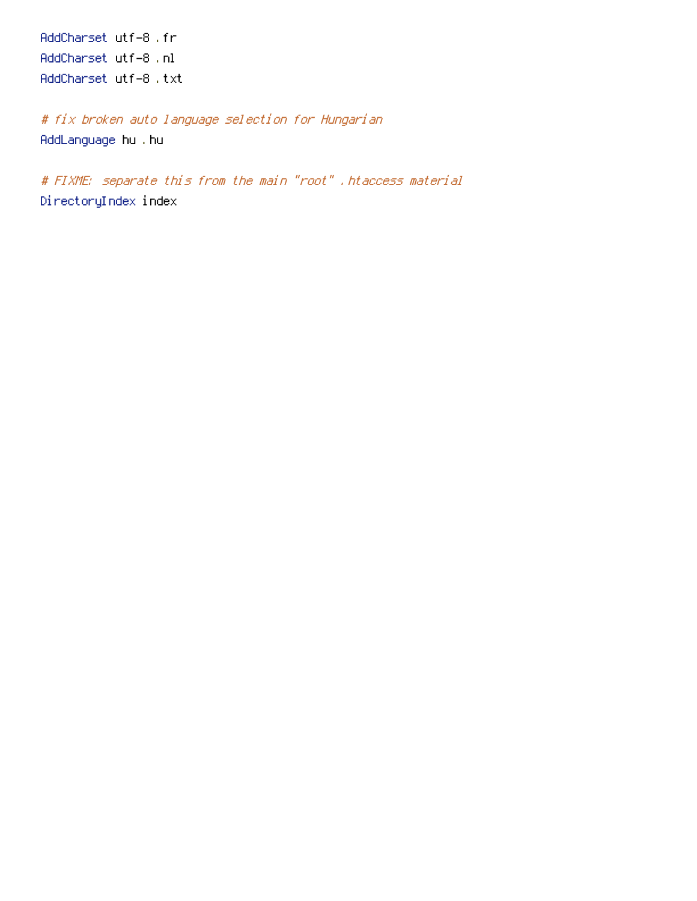```
AddCharset utf-8 .fr
AddCharset utf-8 .nl
AddCharset utf-8 .txt

# fix broken auto language selection for Hungarian
AddLanguage hu .hu

# FIXME: separate this from the main "root" .htaccess material
DirectoryIndex index
```